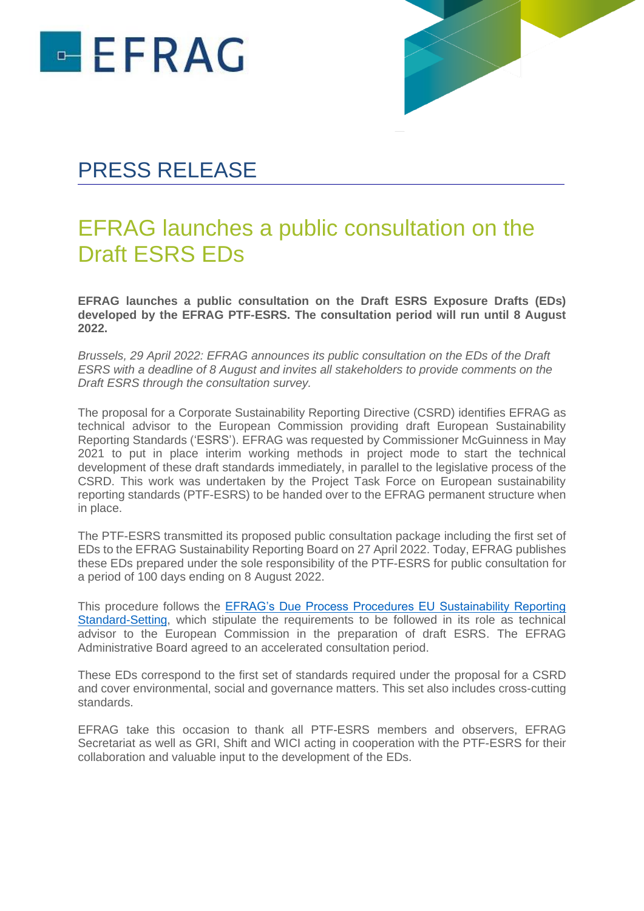# PRESS RELEASE

## EFRAG launches a public consultation on the Draft ESRS EDs

**EFRAG launches a public consultation on the Draft ESRS Exposure Drafts (EDs) developed by the EFRAG PTF-ESRS. The consultation period will run until 8 August 2022.**

*Brussels, 29 April 2022: EFRAG announces its public consultation on the EDs of the Draft ESRS with a deadline of 8 August and invites all stakeholders to provide comments on the Draft ESRS through the consultation survey.*

The proposal for a Corporate Sustainability Reporting Directive (CSRD) identifies EFRAG as technical advisor to the European Commission providing draft European Sustainability Reporting Standards ('ESRS'). EFRAG was requested by Commissioner McGuinness in May 2021 to put in place interim working methods in project mode to start the technical development of these draft standards immediately, in parallel to the legislative process of the CSRD. This work was undertaken by the Project Task Force on European sustainability reporting standards (PTF-ESRS) to be handed over to the EFRAG permanent structure when in place.

The PTF-ESRS transmitted its proposed public consultation package including the first set of EDs to the EFRAG Sustainability Reporting Board on 27 April 2022. Today, EFRAG publishes these EDs prepared under the sole responsibility of the PTF-ESRS for public consultation for a period of 100 days ending on 8 August 2022.

This procedure follows the EFRAG's Due Process Procedures EU Sustainability Reporting Standard-Setting, which stipulate the requirements to be followed in its role as technical advisor to the European Commission in the preparation of draft ESRS. The EFRAG Administrative Board agreed to an accelerated consultation period.

These EDs correspond to the first set of standards required under the proposal for a CSRD and cover environmental, social and governance matters. This set also includes cross-cutting standards.

EFRAG take this occasion to thank all PTF-ESRS members and observers, EFRAG Secretariat as well as GRI, Shift and WICI acting in cooperation with the PTF-ESRS for their collaboration and valuable input to the development of the EDs.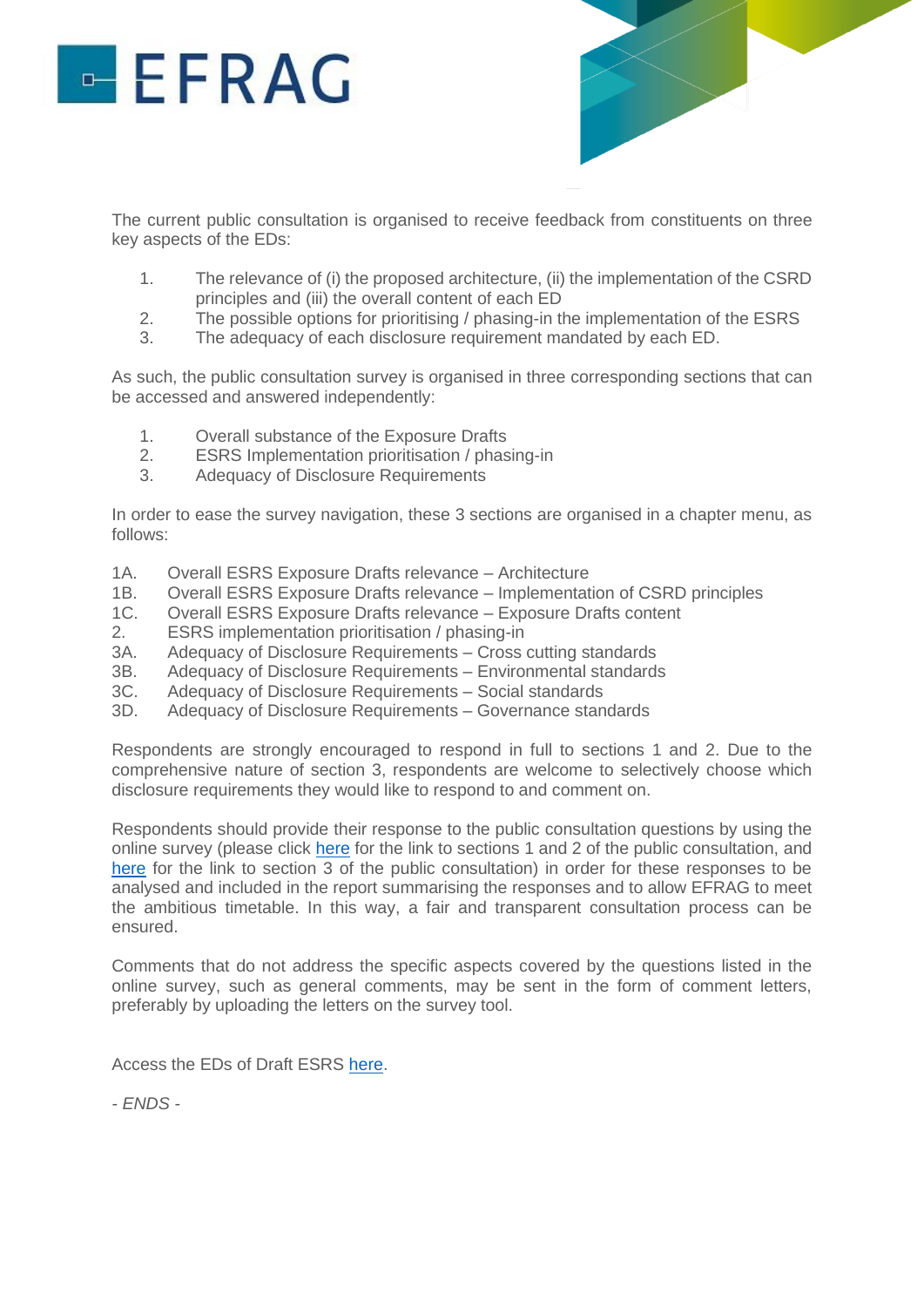The current public consultation is organised to receive feedback from constituents on three key aspects of the EDs:

1. The relevance of (i) the proposed architecture, (ii) the implementation of the CSRD principles and (iii) the overall content of each ED
2. The possible options for prioritising / phasing-in the implementation of the ESRS
3. The adequacy of each disclosure requirement mandated by each ED.

As such, the public consultation survey is organised in three corresponding sections that can be accessed and answered independently:

1. Overall substance of the Exposure Drafts
2. ESRS Implementation prioritisation / phasing-in
3. Adequacy of Disclosure Requirements

In order to ease the survey navigation, these 3 sections are organised in a chapter menu, as follows:

- 1A. Overall ESRS Exposure Drafts relevance – Architecture
- 1B. Overall ESRS Exposure Drafts relevance – Implementation of CSRD principles
- 1C. Overall ESRS Exposure Drafts relevance – Exposure Drafts content
- 2. ESRS implementation prioritisation / phasing-in
- 3A. Adequacy of Disclosure Requirements – Cross cutting standards
- 3B. Adequacy of Disclosure Requirements – Environmental standards
- 3C. Adequacy of Disclosure Requirements – Social standards
- 3D. Adequacy of Disclosure Requirements – Governance standards

Respondents are strongly encouraged to respond in full to sections 1 and 2. Due to the comprehensive nature of section 3, respondents are welcome to selectively choose which disclosure requirements they would like to respond to and comment on.

Respondents should provide their response to the public consultation questions by using the online survey (please click here for the link to sections 1 and 2 of the public consultation, and here for the link to section 3 of the public consultation) in order for these responses to be analysed and included in the report summarising the responses and to allow EFRAG to meet the ambitious timetable. In this way, a fair and transparent consultation process can be ensured.

Comments that do not address the specific aspects covered by the questions listed in the online survey, such as general comments, may be sent in the form of comment letters, preferably by uploading the letters on the survey tool.

Access the EDs of Draft ESRS here.

*- ENDS -*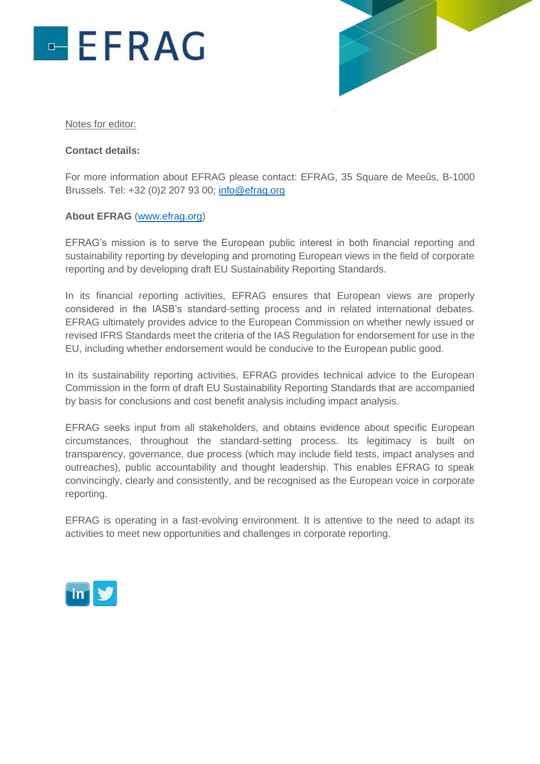Notes for editor:

**Contact details:**

For more information about EFRAG please contact: EFRAG, 35 Square de Meeûs, B-1000 Brussels. Tel: +32 (0)2 207 93 00; info@efrag.org

**About EFRAG** (www.efrag.org)

EFRAG's mission is to serve the European public interest in both financial reporting and sustainability reporting by developing and promoting European views in the field of corporate reporting and by developing draft EU Sustainability Reporting Standards.

In its financial reporting activities, EFRAG ensures that European views are properly considered in the IASB's standard-setting process and in related international debates. EFRAG ultimately provides advice to the European Commission on whether newly issued or revised IFRS Standards meet the criteria of the IAS Regulation for endorsement for use in the EU, including whether endorsement would be conducive to the European public good.

In its sustainability reporting activities, EFRAG provides technical advice to the European Commission in the form of draft EU Sustainability Reporting Standards that are accompanied by basis for conclusions and cost benefit analysis including impact analysis.

EFRAG seeks input from all stakeholders, and obtains evidence about specific European circumstances, throughout the standard-setting process. Its legitimacy is built on transparency, governance, due process (which may include field tests, impact analyses and outreaches), public accountability and thought leadership. This enables EFRAG to speak convincingly, clearly and consistently, and be recognised as the European voice in corporate reporting.

EFRAG is operating in a fast-evolving environment. It is attentive to the need to adapt its activities to meet new opportunities and challenges in corporate reporting.